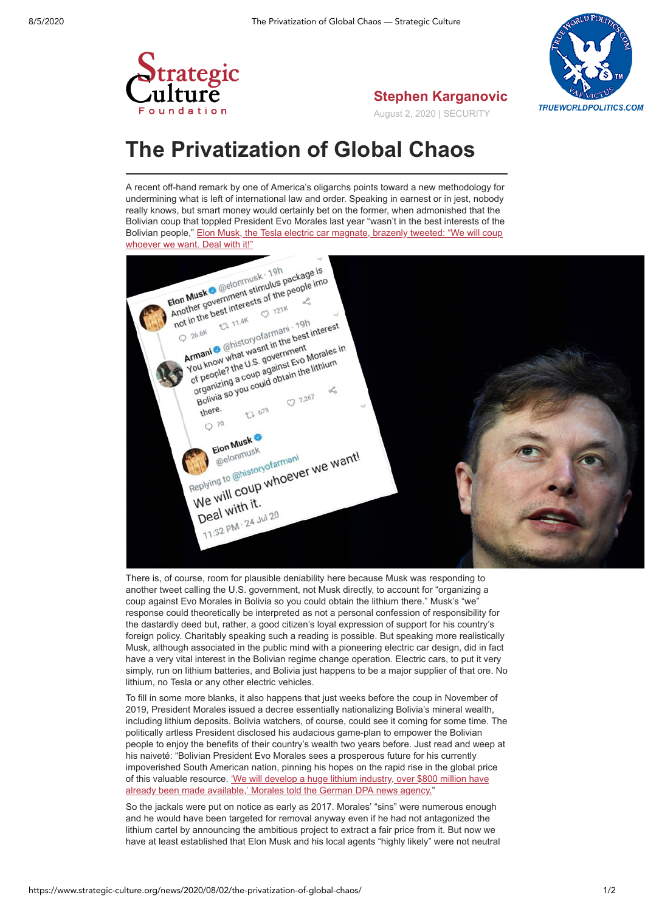Strategic Culture Foundation

**Stephen Karganovic**

August 2, 2020 | SECURITY

# The Privatization of Global Chaos

A recent off-hand remark by one of America's oligarchs points toward a new methodology for undermining what is left of international law and order. Speaking in earnest or in jest, nobody really knows, but smart money would certainly bet on the former, when admonished that the Bolivian coup that toppled President Evo Morales last year "wasn't in the best interests of the Bolivian people," [Elon Musk, the Tesla electric car magnate, brazenly tweeted: "We will coup whoever we want. Deal with it!"]

There is, of course, room for plausible deniability here because Musk was responding to another tweet calling the U.S. government, not Musk directly, to account for "organizing a coup against Evo Morales in Bolivia so you could obtain the lithium there." Musk's "we" response could theoretically be interpreted as not a personal confession of responsibility for the dastardly deed but, rather, a good citizen's loyal expression of support for his country's foreign policy. Charitably speaking such a reading is possible. But speaking more realistically Musk, although associated in the public mind with a pioneering electric car design, did in fact have a very vital interest in the Bolivian regime change operation. Electric cars, to put it very simply, run on lithium batteries, and Bolivia just happens to be a major supplier of that ore. No lithium, no Tesla or any other electric vehicles.

To fill in some more blanks, it also happens that just weeks before the coup in November of 2019, President Morales issued a decree essentially nationalizing Bolivia's mineral wealth, including lithium deposits. Bolivia watchers, of course, could see it coming for some time. The politically artless President disclosed his audacious game-plan to empower the Bolivian people to enjoy the benefits of their country's wealth two years before. Just read and weep at his naiveté: "Bolivian President Evo Morales sees a prosperous future for his currently impoverished South American nation, pinning his hopes on the rapid rise in the global price of this valuable resource. ['We will develop a huge lithium industry, over $800 million have already been made available,' Morales told the German DPA news agency.]"

So the jackals were put on notice as early as 2017. Morales' "sins" were numerous enough and he would have been targeted for removal anyway even if he had not antagonized the lithium cartel by announcing the ambitious project to extract a fair price from it. But now we have at least established that Elon Musk and his local agents "highly likely" were not neutral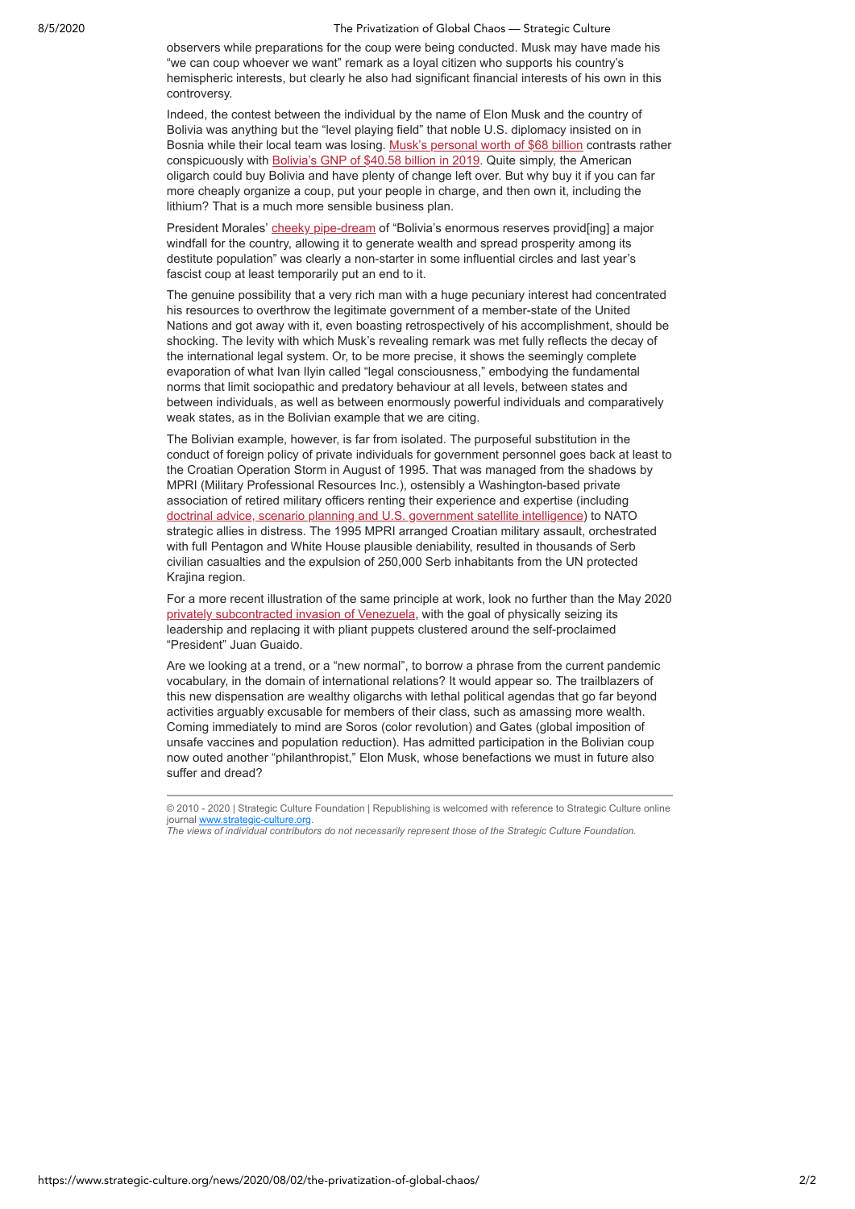observers while preparations for the coup were being conducted. Musk may have made his "we can coup whoever we want" remark as a loyal citizen who supports his country's hemispheric interests, but clearly he also had significant financial interests of his own in this controversy.

Indeed, the contest between the individual by the name of Elon Musk and the country of Bolivia was anything but the "level playing field" that noble U.S. diplomacy insisted on in Bosnia while their local team was losing. Musk's personal worth of $68 billion contrasts rather conspicuously with Bolivia's GNP of $40.58 billion in 2019. Quite simply, the American oligarch could buy Bolivia and have plenty of change left over. But why buy it if you can far more cheaply organize a coup, put your people in charge, and then own it, including the lithium? That is a much more sensible business plan.

President Morales' cheeky pipe-dream of "Bolivia's enormous reserves provid[ing] a major windfall for the country, allowing it to generate wealth and spread prosperity among its destitute population" was clearly a non-starter in some influential circles and last year's fascist coup at least temporarily put an end to it.

The genuine possibility that a very rich man with a huge pecuniary interest had concentrated his resources to overthrow the legitimate government of a member-state of the United Nations and got away with it, even boasting retrospectively of his accomplishment, should be shocking. The levity with which Musk's revealing remark was met fully reflects the decay of the international legal system. Or, to be more precise, it shows the seemingly complete evaporation of what Ivan Ilyin called "legal consciousness," embodying the fundamental norms that limit sociopathic and predatory behaviour at all levels, between states and between individuals, as well as between enormously powerful individuals and comparatively weak states, as in the Bolivian example that we are citing.

The Bolivian example, however, is far from isolated. The purposeful substitution in the conduct of foreign policy of private individuals for government personnel goes back at least to the Croatian Operation Storm in August of 1995. That was managed from the shadows by MPRI (Military Professional Resources Inc.), ostensibly a Washington-based private association of retired military officers renting their experience and expertise (including doctrinal advice, scenario planning and U.S. government satellite intelligence) to NATO strategic allies in distress. The 1995 MPRI arranged Croatian military assault, orchestrated with full Pentagon and White House plausible deniability, resulted in thousands of Serb civilian casualties and the expulsion of 250,000 Serb inhabitants from the UN protected Krajina region.

For a more recent illustration of the same principle at work, look no further than the May 2020 privately subcontracted invasion of Venezuela, with the goal of physically seizing its leadership and replacing it with pliant puppets clustered around the self-proclaimed "President" Juan Guaido.

Are we looking at a trend, or a "new normal", to borrow a phrase from the current pandemic vocabulary, in the domain of international relations? It would appear so. The trailblazers of this new dispensation are wealthy oligarchs with lethal political agendas that go far beyond activities arguably excusable for members of their class, such as amassing more wealth. Coming immediately to mind are Soros (color revolution) and Gates (global imposition of unsafe vaccines and population reduction). Has admitted participation in the Bolivian coup now outed another "philanthropist," Elon Musk, whose benefactions we must in future also suffer and dread?

---

© 2010 - 2020 | Strategic Culture Foundation | Republishing is welcomed with reference to Strategic Culture online journal www.strategic-culture.org.

*The views of individual contributors do not necessarily represent those of the Strategic Culture Foundation.*